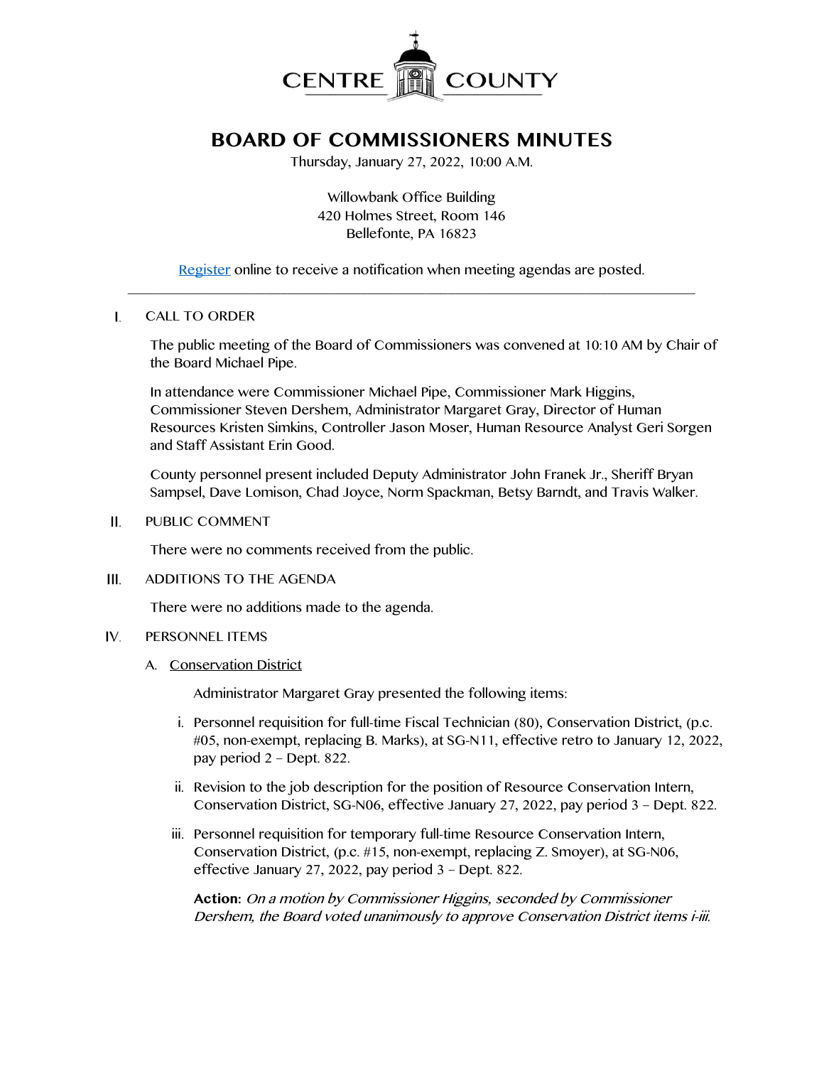CENTRE COUNTY

# BOARD OF COMMISSIONERS MINUTES

Thursday, January 27, 2022, 10:00 A.M.

Willowbank Office Building
420 Holmes Street, Room 146
Bellefonte, PA 16823

Register online to receive a notification when meeting agendas are posted.

---

## I. CALL TO ORDER

The public meeting of the Board of Commissioners was convened at 10:10 AM by Chair of the Board Michael Pipe.

In attendance were Commissioner Michael Pipe, Commissioner Mark Higgins, Commissioner Steven Dershem, Administrator Margaret Gray, Director of Human Resources Kristen Simkins, Controller Jason Moser, Human Resource Analyst Geri Sorgen and Staff Assistant Erin Good.

County personnel present included Deputy Administrator John Franek Jr., Sheriff Bryan Sampsel, Dave Lomison, Chad Joyce, Norm Spackman, Betsy Barndt, and Travis Walker.

## II. PUBLIC COMMENT

There were no comments received from the public.

## III. ADDITIONS TO THE AGENDA

There were no additions made to the agenda.

## IV. PERSONNEL ITEMS

### A. Conservation District

Administrator Margaret Gray presented the following items:

i. Personnel requisition for full-time Fiscal Technician (80), Conservation District, (p.c. #05, non-exempt, replacing B. Marks), at SG-N11, effective retro to January 12, 2022, pay period 2 – Dept. 822.

ii. Revision to the job description for the position of Resource Conservation Intern, Conservation District, SG-N06, effective January 27, 2022, pay period 3 – Dept. 822.

iii. Personnel requisition for temporary full-time Resource Conservation Intern, Conservation District, (p.c. #15, non-exempt, replacing Z. Smoyer), at SG-N06, effective January 27, 2022, pay period 3 – Dept. 822.

**Action:** *On a motion by Commissioner Higgins, seconded by Commissioner Dershem, the Board voted unanimously to approve Conservation District items i-iii.*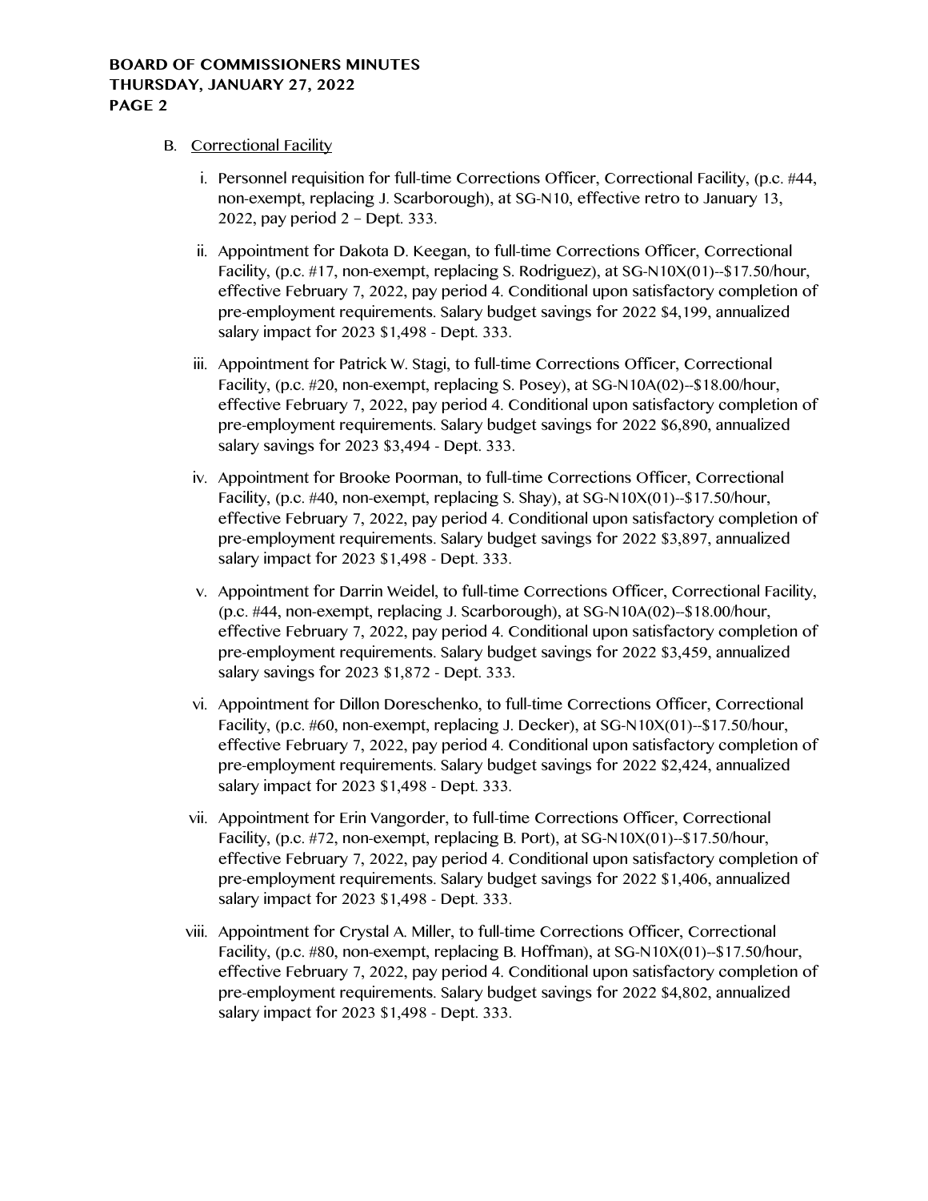B. Correctional Facility

i. Personnel requisition for full-time Corrections Officer, Correctional Facility, (p.c. #44, non-exempt, replacing J. Scarborough), at SG-N10, effective retro to January 13, 2022, pay period 2 – Dept. 333.

ii. Appointment for Dakota D. Keegan, to full-time Corrections Officer, Correctional Facility, (p.c. #17, non-exempt, replacing S. Rodriguez), at SG-N10X(01)--$17.50/hour, effective February 7, 2022, pay period 4. Conditional upon satisfactory completion of pre-employment requirements. Salary budget savings for 2022 $4,199, annualized salary impact for 2023 $1,498 - Dept. 333.

iii. Appointment for Patrick W. Stagi, to full-time Corrections Officer, Correctional Facility, (p.c. #20, non-exempt, replacing S. Posey), at SG-N10A(02)--$18.00/hour, effective February 7, 2022, pay period 4. Conditional upon satisfactory completion of pre-employment requirements. Salary budget savings for 2022 $6,890, annualized salary savings for 2023 $3,494 - Dept. 333.

iv. Appointment for Brooke Poorman, to full-time Corrections Officer, Correctional Facility, (p.c. #40, non-exempt, replacing S. Shay), at SG-N10X(01)--$17.50/hour, effective February 7, 2022, pay period 4. Conditional upon satisfactory completion of pre-employment requirements. Salary budget savings for 2022 $3,897, annualized salary impact for 2023 $1,498 - Dept. 333.

v. Appointment for Darrin Weidel, to full-time Corrections Officer, Correctional Facility, (p.c. #44, non-exempt, replacing J. Scarborough), at SG-N10A(02)--$18.00/hour, effective February 7, 2022, pay period 4. Conditional upon satisfactory completion of pre-employment requirements. Salary budget savings for 2022 $3,459, annualized salary savings for 2023 $1,872 - Dept. 333.

vi. Appointment for Dillon Doreschenko, to full-time Corrections Officer, Correctional Facility, (p.c. #60, non-exempt, replacing J. Decker), at SG-N10X(01)--$17.50/hour, effective February 7, 2022, pay period 4. Conditional upon satisfactory completion of pre-employment requirements. Salary budget savings for 2022 $2,424, annualized salary impact for 2023 $1,498 - Dept. 333.

vii. Appointment for Erin Vangorder, to full-time Corrections Officer, Correctional Facility, (p.c. #72, non-exempt, replacing B. Port), at SG-N10X(01)--$17.50/hour, effective February 7, 2022, pay period 4. Conditional upon satisfactory completion of pre-employment requirements. Salary budget savings for 2022 $1,406, annualized salary impact for 2023 $1,498 - Dept. 333.

viii. Appointment for Crystal A. Miller, to full-time Corrections Officer, Correctional Facility, (p.c. #80, non-exempt, replacing B. Hoffman), at SG-N10X(01)--$17.50/hour, effective February 7, 2022, pay period 4. Conditional upon satisfactory completion of pre-employment requirements. Salary budget savings for 2022 $4,802, annualized salary impact for 2023 $1,498 - Dept. 333.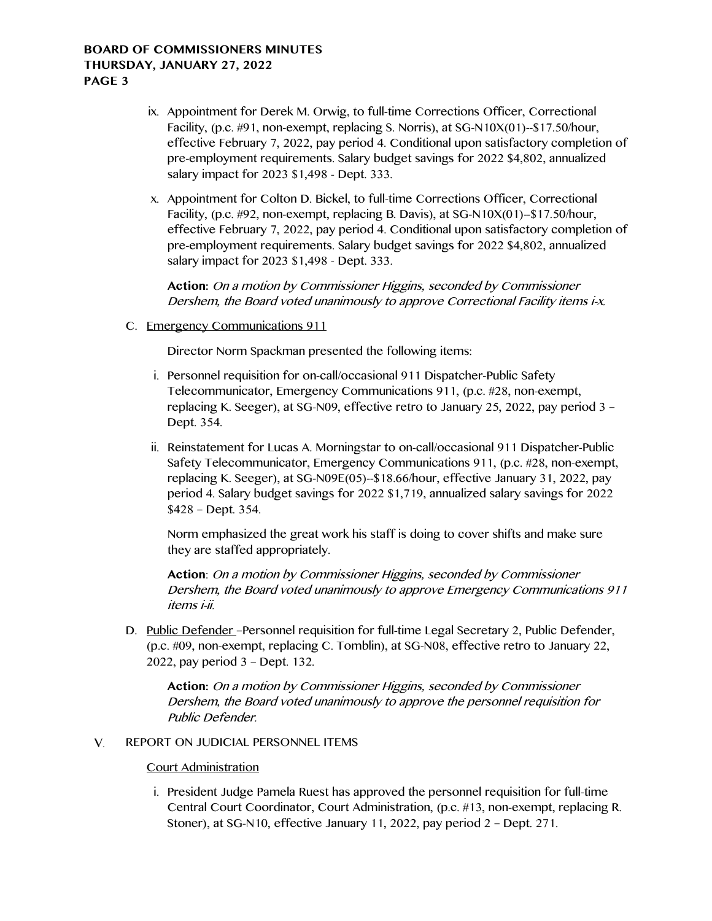ix. Appointment for Derek M. Orwig, to full-time Corrections Officer, Correctional Facility, (p.c. #91, non-exempt, replacing S. Norris), at SG-N10X(01)--$17.50/hour, effective February 7, 2022, pay period 4. Conditional upon satisfactory completion of pre-employment requirements. Salary budget savings for 2022 $4,802, annualized salary impact for 2023 $1,498 - Dept. 333.

x. Appointment for Colton D. Bickel, to full-time Corrections Officer, Correctional Facility, (p.c. #92, non-exempt, replacing B. Davis), at SG-N10X(01)--$17.50/hour, effective February 7, 2022, pay period 4. Conditional upon satisfactory completion of pre-employment requirements. Salary budget savings for 2022 $4,802, annualized salary impact for 2023 $1,498 - Dept. 333.

**Action:** *On a motion by Commissioner Higgins, seconded by Commissioner Dershem, the Board voted unanimously to approve Correctional Facility items i-x.*

C. Emergency Communications 911

Director Norm Spackman presented the following items:

i. Personnel requisition for on-call/occasional 911 Dispatcher-Public Safety Telecommunicator, Emergency Communications 911, (p.c. #28, non-exempt, replacing K. Seeger), at SG-N09, effective retro to January 25, 2022, pay period 3 – Dept. 354.

ii. Reinstatement for Lucas A. Morningstar to on-call/occasional 911 Dispatcher-Public Safety Telecommunicator, Emergency Communications 911, (p.c. #28, non-exempt, replacing K. Seeger), at SG-N09E(05)--$18.66/hour, effective January 31, 2022, pay period 4. Salary budget savings for 2022 $1,719, annualized salary savings for 2022 $428 – Dept. 354.

Norm emphasized the great work his staff is doing to cover shifts and make sure they are staffed appropriately.

**Action**: *On a motion by Commissioner Higgins, seconded by Commissioner Dershem, the Board voted unanimously to approve Emergency Communications 911 items i-ii.*

D. Public Defender –Personnel requisition for full-time Legal Secretary 2, Public Defender, (p.c. #09, non-exempt, replacing C. Tomblin), at SG-N08, effective retro to January 22, 2022, pay period 3 – Dept. 132.

**Action:** *On a motion by Commissioner Higgins, seconded by Commissioner Dershem, the Board voted unanimously to approve the personnel requisition for Public Defender.*

V. REPORT ON JUDICIAL PERSONNEL ITEMS

Court Administration

i. President Judge Pamela Ruest has approved the personnel requisition for full-time Central Court Coordinator, Court Administration, (p.c. #13, non-exempt, replacing R. Stoner), at SG-N10, effective January 11, 2022, pay period 2 – Dept. 271.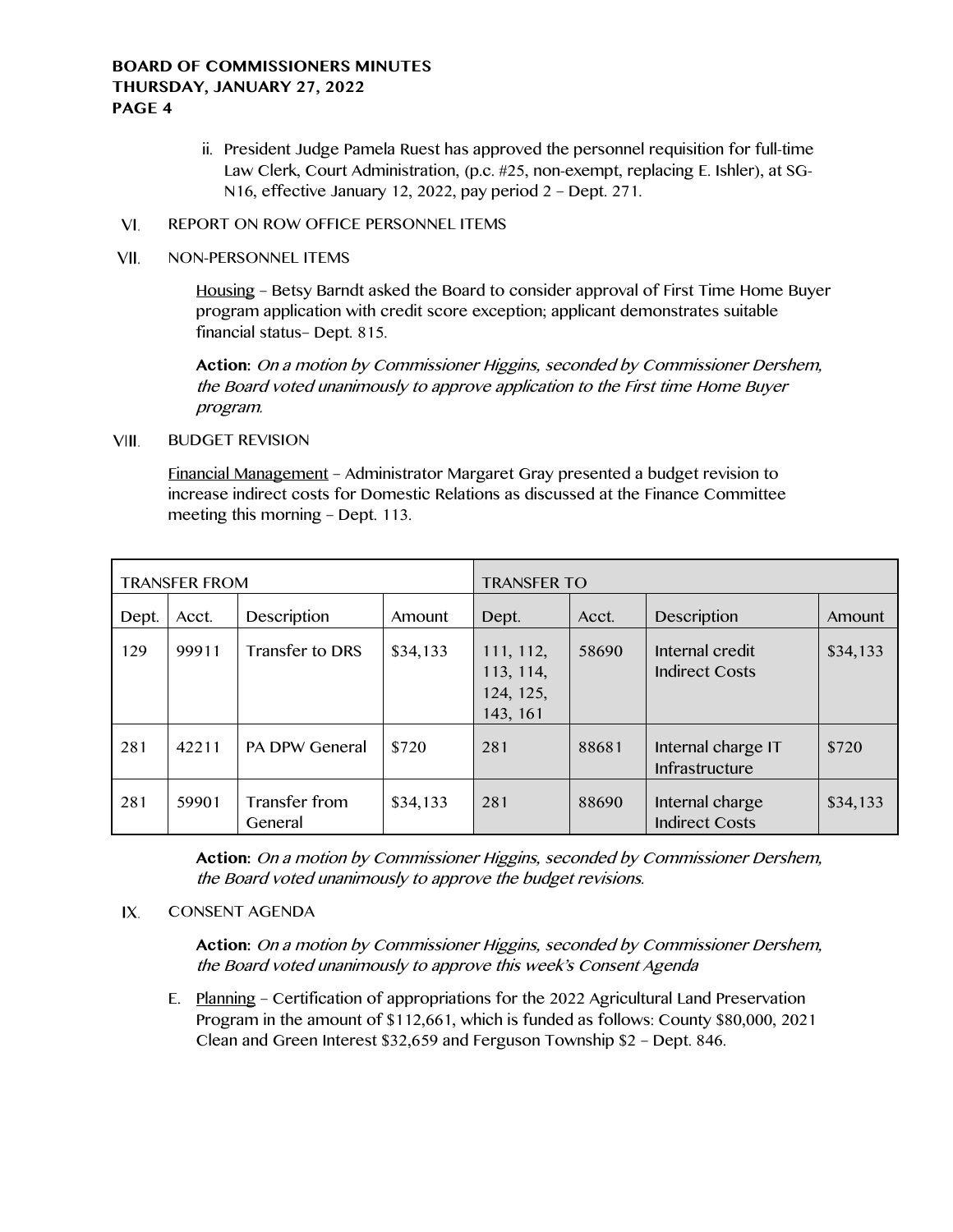ii. President Judge Pamela Ruest has approved the personnel requisition for full-time Law Clerk, Court Administration, (p.c. #25, non-exempt, replacing E. Ishler), at SG-N16, effective January 12, 2022, pay period 2 – Dept. 271.

VI. REPORT ON ROW OFFICE PERSONNEL ITEMS

VII. NON-PERSONNEL ITEMS

Housing – Betsy Barndt asked the Board to consider approval of First Time Home Buyer program application with credit score exception; applicant demonstrates suitable financial status– Dept. 815.

**Action:** *On a motion by Commissioner Higgins, seconded by Commissioner Dershem, the Board voted unanimously to approve application to the First time Home Buyer program.*

VIII. BUDGET REVISION

Financial Management – Administrator Margaret Gray presented a budget revision to increase indirect costs for Domestic Relations as discussed at the Finance Committee meeting this morning – Dept. 113.

| TRANSFER FROM | | | | TRANSFER TO | | | |
|---|---|---|---|---|---|---|---|
| Dept. | Acct. | Description | Amount | Dept. | Acct. | Description | Amount |
| 129 | 99911 | Transfer to DRS | $34,133 | 111, 112, 113, 114, 124, 125, 143, 161 | 58690 | Internal credit Indirect Costs | $34,133 |
| 281 | 42211 | PA DPW General | $720 | 281 | 88681 | Internal charge IT Infrastructure | $720 |
| 281 | 59901 | Transfer from General | $34,133 | 281 | 88690 | Internal charge Indirect Costs | $34,133 |

**Action:** *On a motion by Commissioner Higgins, seconded by Commissioner Dershem, the Board voted unanimously to approve the budget revisions.*

IX. CONSENT AGENDA

**Action:** *On a motion by Commissioner Higgins, seconded by Commissioner Dershem, the Board voted unanimously to approve this week's Consent Agenda*

E. Planning – Certification of appropriations for the 2022 Agricultural Land Preservation Program in the amount of $112,661, which is funded as follows: County $80,000, 2021 Clean and Green Interest $32,659 and Ferguson Township $2 – Dept. 846.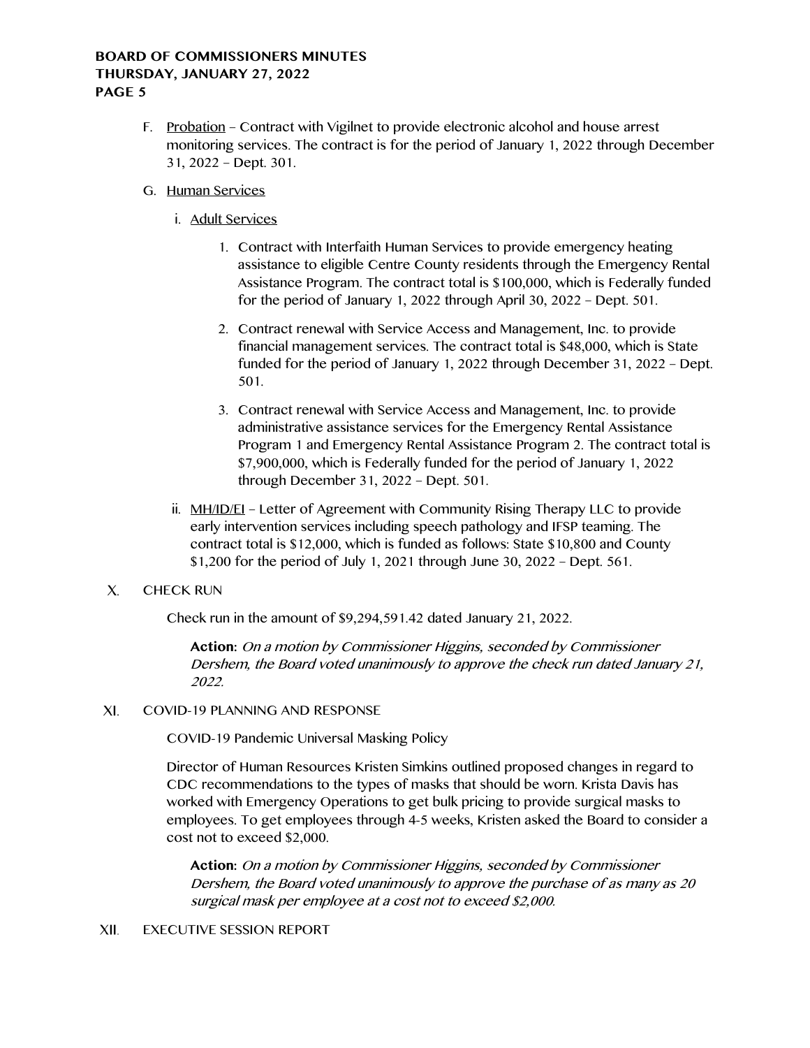F. Probation – Contract with Vigilnet to provide electronic alcohol and house arrest monitoring services. The contract is for the period of January 1, 2022 through December 31, 2022 – Dept. 301.

G. Human Services

i. Adult Services

1. Contract with Interfaith Human Services to provide emergency heating assistance to eligible Centre County residents through the Emergency Rental Assistance Program. The contract total is $100,000, which is Federally funded for the period of January 1, 2022 through April 30, 2022 – Dept. 501.

2. Contract renewal with Service Access and Management, Inc. to provide financial management services. The contract total is $48,000, which is State funded for the period of January 1, 2022 through December 31, 2022 – Dept. 501.

3. Contract renewal with Service Access and Management, Inc. to provide administrative assistance services for the Emergency Rental Assistance Program 1 and Emergency Rental Assistance Program 2. The contract total is $7,900,000, which is Federally funded for the period of January 1, 2022 through December 31, 2022 – Dept. 501.

ii. MH/ID/EI – Letter of Agreement with Community Rising Therapy LLC to provide early intervention services including speech pathology and IFSP teaming. The contract total is $12,000, which is funded as follows: State $10,800 and County $1,200 for the period of July 1, 2021 through June 30, 2022 – Dept. 561.

## X. CHECK RUN

Check run in the amount of $9,294,591.42 dated January 21, 2022.

**Action:** *On a motion by Commissioner Higgins, seconded by Commissioner Dershem, the Board voted unanimously to approve the check run dated January 21, 2022.*

## XI. COVID-19 PLANNING AND RESPONSE

COVID-19 Pandemic Universal Masking Policy

Director of Human Resources Kristen Simkins outlined proposed changes in regard to CDC recommendations to the types of masks that should be worn. Krista Davis has worked with Emergency Operations to get bulk pricing to provide surgical masks to employees. To get employees through 4-5 weeks, Kristen asked the Board to consider a cost not to exceed $2,000.

**Action:** *On a motion by Commissioner Higgins, seconded by Commissioner Dershem, the Board voted unanimously to approve the purchase of as many as 20 surgical mask per employee at a cost not to exceed $2,000.*

## XII. EXECUTIVE SESSION REPORT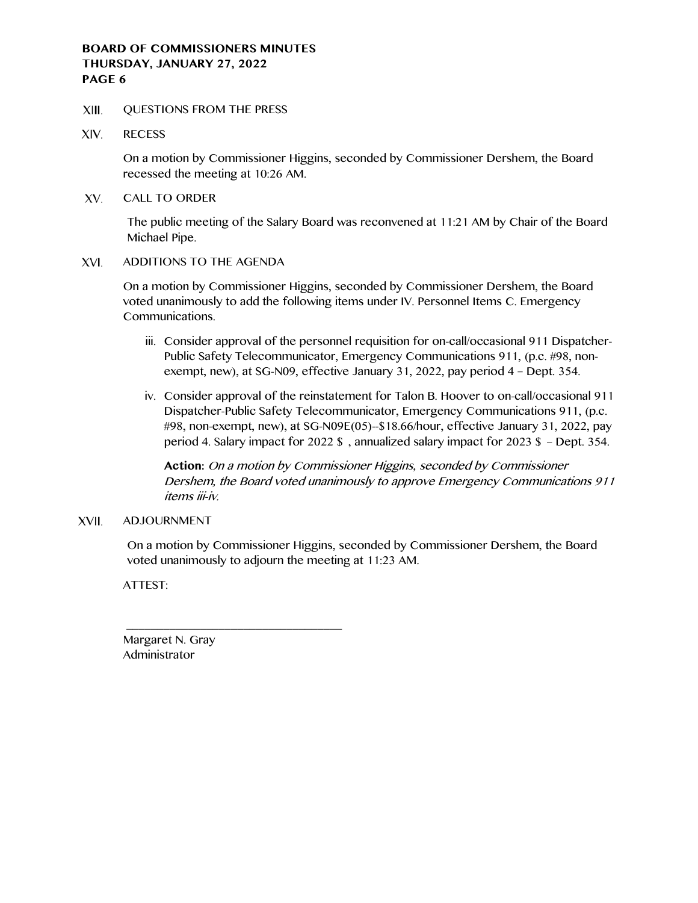XIII. QUESTIONS FROM THE PRESS

XIV. RECESS

On a motion by Commissioner Higgins, seconded by Commissioner Dershem, the Board recessed the meeting at 10:26 AM.

XV. CALL TO ORDER

The public meeting of the Salary Board was reconvened at 11:21 AM by Chair of the Board Michael Pipe.

XVI. ADDITIONS TO THE AGENDA

On a motion by Commissioner Higgins, seconded by Commissioner Dershem, the Board voted unanimously to add the following items under IV. Personnel Items C. Emergency Communications.

iii. Consider approval of the personnel requisition for on-call/occasional 911 Dispatcher-Public Safety Telecommunicator, Emergency Communications 911, (p.c. #98, non-exempt, new), at SG-N09, effective January 31, 2022, pay period 4 – Dept. 354.

iv. Consider approval of the reinstatement for Talon B. Hoover to on-call/occasional 911 Dispatcher-Public Safety Telecommunicator, Emergency Communications 911, (p.c. #98, non-exempt, new), at SG-N09E(05)--$18.66/hour, effective January 31, 2022, pay period 4. Salary impact for 2022 $ , annualized salary impact for 2023 $ – Dept. 354.

**Action:** *On a motion by Commissioner Higgins, seconded by Commissioner Dershem, the Board voted unanimously to approve Emergency Communications 911 items iii-iv.*

XVII. ADJOURNMENT

On a motion by Commissioner Higgins, seconded by Commissioner Dershem, the Board voted unanimously to adjourn the meeting at 11:23 AM.

ATTEST:

\_\_\_\_\_\_\_\_\_\_\_\_\_\_\_\_\_\_\_\_\_\_\_\_\_\_\_\_\_\_\_\_\_\_

Margaret N. Gray
Administrator